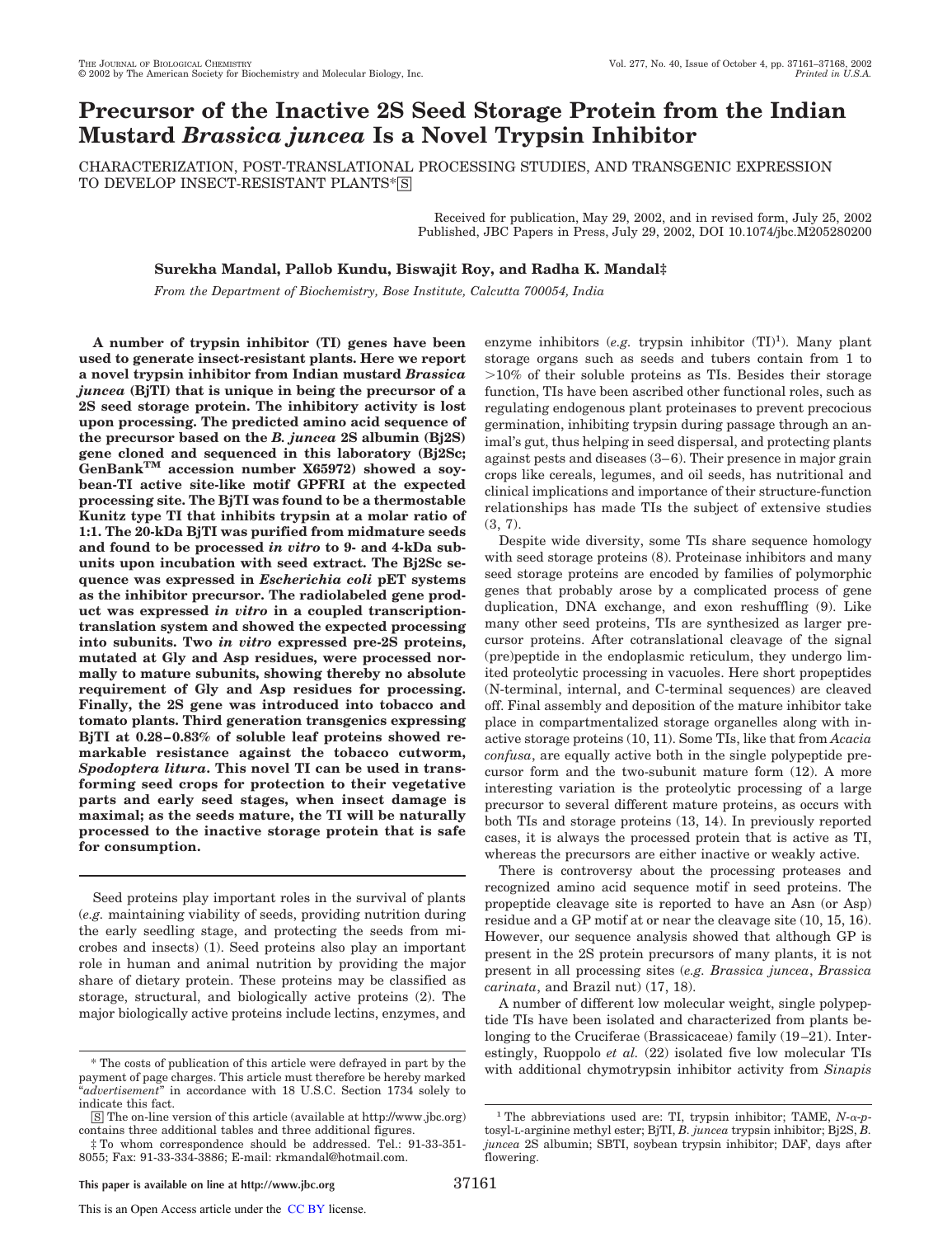# Precursor of the Inactive 2S Seed Storage Protein from the Indian Mustard *Brassica juncea* Is a Novel Trypsin Inhibitor

CHARACTERIZATION, POST-TRANSLATIONAL PROCESSING STUDIES, AND TRANSGENIC EXPRESSION TO DEVELOP INSECT-RESISTANT PLANTS*[S]

Received for publication, May 29, 2002, and in revised form, July 25, 2002
Published, JBC Papers in Press, July 29, 2002, DOI 10.1074/jbc.M205280200

**Surekha Mandal, Pallob Kundu, Biswajit Roy, and Radha K. Mandal‡**

*From the Department of Biochemistry, Bose Institute, Calcutta 700054, India*

**A number of trypsin inhibitor (TI) genes have been used to generate insect-resistant plants. Here we report a novel trypsin inhibitor from Indian mustard *Brassica juncea* (BjTI) that is unique in being the precursor of a 2S seed storage protein. The inhibitory activity is lost upon processing. The predicted amino acid sequence of the precursor based on the *B. juncea* 2S albumin (Bj2S) gene cloned and sequenced in this laboratory (Bj2Sc; GenBank™ accession number X65972) showed a soybean-TI active site-like motif GPFRI at the expected processing site. The BjTI was found to be a thermostable Kunitz type TI that inhibits trypsin at a molar ratio of 1:1. The 20-kDa BjTI was purified from midmature seeds and found to be processed *in vitro* to 9- and 4-kDa subunits upon incubation with seed extract. The Bj2Sc sequence was expressed in *Escherichia coli* pET systems as the inhibitor precursor. The radiolabeled gene product was expressed *in vitro* in a coupled transcription-translation system and showed the expected processing into subunits. Two *in vitro* expressed pre-2S proteins, mutated at Gly and Asp residues, were processed normally to mature subunits, showing thereby no absolute requirement of Gly and Asp residues for processing. Finally, the 2S gene was introduced into tobacco and tomato plants. Third generation transgenics expressing BjTI at 0.28–0.83% of soluble leaf proteins showed remarkable resistance against the tobacco cutworm, *Spodoptera litura*. This novel TI can be used in transforming seed crops for protection to their vegetative parts and early seed stages, when insect damage is maximal; as the seeds mature, the TI will be naturally processed to the inactive storage protein that is safe for consumption.**

Seed proteins play important roles in the survival of plants (*e.g.* maintaining viability of seeds, providing nutrition during the early seedling stage, and protecting the seeds from microbes and insects) (1). Seed proteins also play an important role in human and animal nutrition by providing the major share of dietary protein. These proteins may be classified as storage, structural, and biologically active proteins (2). The major biologically active proteins include lectins, enzymes, and enzyme inhibitors (*e.g.* trypsin inhibitor (TI)[1]). Many plant storage organs such as seeds and tubers contain from 1 to >10% of their soluble proteins as TIs. Besides their storage function, TIs have been ascribed other functional roles, such as regulating endogenous plant proteinases to prevent precocious germination, inhibiting trypsin during passage through an animal's gut, thus helping in seed dispersal, and protecting plants against pests and diseases (3–6). Their presence in major grain crops like cereals, legumes, and oil seeds, has nutritional and clinical implications and importance of their structure-function relationships has made TIs the subject of extensive studies (3, 7).

Despite wide diversity, some TIs share sequence homology with seed storage proteins (8). Proteinase inhibitors and many seed storage proteins are encoded by families of polymorphic genes that probably arose by a complicated process of gene duplication, DNA exchange, and exon reshuffling (9). Like many other seed proteins, TIs are synthesized as larger precursor proteins. After cotranslational cleavage of the signal (pre)peptide in the endoplasmic reticulum, they undergo limited proteolytic processing in vacuoles. Here short propeptides (N-terminal, internal, and C-terminal sequences) are cleaved off. Final assembly and deposition of the mature inhibitor take place in compartmentalized storage organelles along with inactive storage proteins (10, 11). Some TIs, like that from *Acacia confusa*, are equally active both in the single polypeptide precursor form and the two-subunit mature form (12). A more interesting variation is the proteolytic processing of a large precursor to several different mature proteins, as occurs with both TIs and storage proteins (13, 14). In previously reported cases, it is always the processed protein that is active as TI, whereas the precursors are either inactive or weakly active.

There is controversy about the processing proteases and recognized amino acid sequence motif in seed proteins. The propeptide cleavage site is reported to have an Asn (or Asp) residue and a GP motif at or near the cleavage site (10, 15, 16). However, our sequence analysis showed that although GP is present in the 2S protein precursors of many plants, it is not present in all processing sites (*e.g. Brassica juncea*, *Brassica carinata*, and Brazil nut) (17, 18).

A number of different low molecular weight, single polypeptide TIs have been isolated and characterized from plants belonging to the Cruciferae (Brassicaceae) family (19–21). Interestingly, Ruoppolo *et al.* (22) isolated five low molecular TIs with additional chymotrypsin inhibitor activity from *Sinapis*

* The costs of publication of this article were defrayed in part by the payment of page charges. This article must therefore be hereby marked "*advertisement*" in accordance with 18 U.S.C. Section 1734 solely to indicate this fact.

[S] The on-line version of this article (available at http://www.jbc.org) contains three additional tables and three additional figures.

‡ To whom correspondence should be addressed. Tel.: 91-33-351-8055; Fax: 91-33-334-3886; E-mail: rkmandal@hotmail.com.

[1] The abbreviations used are: TI, trypsin inhibitor; TAME, *N*-α-*p*-tosyl-L-arginine methyl ester; BjTI, *B. juncea* trypsin inhibitor; Bj2S, *B. juncea* 2S albumin; SBTI, soybean trypsin inhibitor; DAF, days after flowering.

This paper is available on line at http://www.jbc.org

This is an Open Access article under the CC BY license.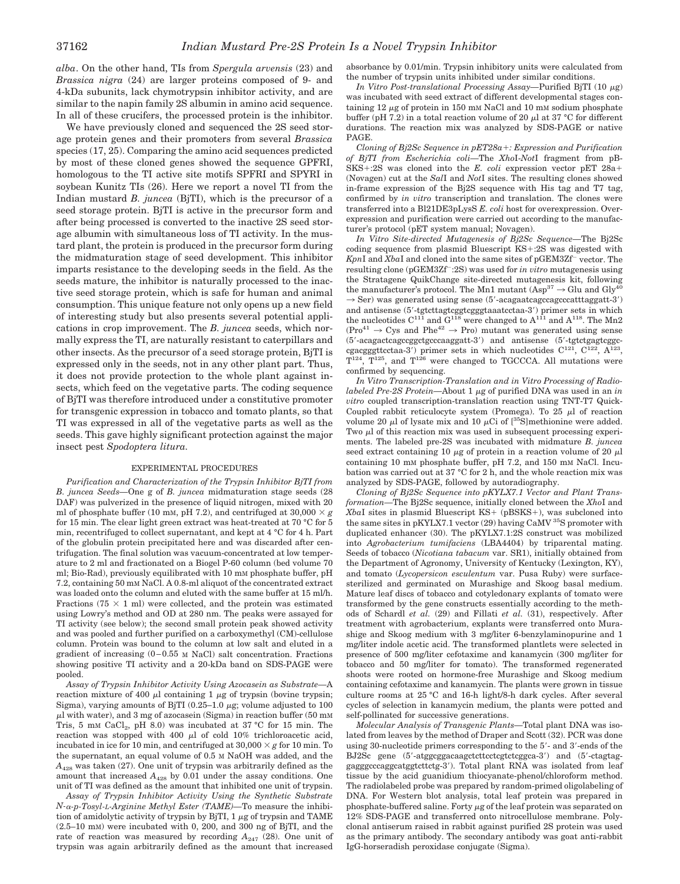*alba*. On the other hand, TIs from *Spergula arvensis* (23) and *Brassica nigra* (24) are larger proteins composed of 9- and 4-kDa subunits, lack chymotrypsin inhibitor activity, and are similar to the napin family 2S albumin in amino acid sequence. In all of these crucifers, the processed protein is the inhibitor.

We have previously cloned and sequenced the 2S seed storage protein genes and their promoters from several *Brassica* species (17, 25). Comparing the amino acid sequences predicted by most of these cloned genes showed the sequence GPFRI, homologous to the TI active site motifs SPFRI and SPYRI in soybean Kunitz TIs (26). Here we report a novel TI from the Indian mustard *B. juncea* (BjTI), which is the precursor of a seed storage protein. BjTI is active in the precursor form and after being processed is converted to the inactive 2S seed storage albumin with simultaneous loss of TI activity. In the mustard plant, the protein is produced in the precursor form during the midmaturation stage of seed development. This inhibitor imparts resistance to the developing seeds in the field. As the seeds mature, the inhibitor is naturally processed to the inactive seed storage protein, which is safe for human and animal consumption. This unique feature not only opens up a new field of interesting study but also presents several potential applications in crop improvement. The *B. juncea* seeds, which normally express the TI, are naturally resistant to caterpillars and other insects. As the precursor of a seed storage protein, BjTI is expressed only in the seeds, not in any other plant part. Thus, it does not provide protection to the whole plant against insects, which feed on the vegetative parts. The coding sequence of BjTI was therefore introduced under a constitutive promoter for transgenic expression in tobacco and tomato plants, so that TI was expressed in all of the vegetative parts as well as the seeds. This gave highly significant protection against the major insect pest *Spodoptera litura*.

## EXPERIMENTAL PROCEDURES

*Purification and Characterization of the Trypsin Inhibitor BjTI from B. juncea Seeds*—One g of *B. juncea* midmaturation stage seeds (28 DAF) was pulverized in the presence of liquid nitrogen, mixed with 20 ml of phosphate buffer (10 mM, pH 7.2), and centrifuged at 30,000 × *g* for 15 min. The clear light green extract was heat-treated at 70 °C for 5 min, recentrifuged to collect supernatant, and kept at 4 °C for 4 h. Part of the globulin protein precipitated here and was discarded after centrifugation. The final solution was vacuum-concentrated at low temperature to 2 ml and fractionated on a Biogel P-60 column (bed volume 70 ml; Bio-Rad), previously equilibrated with 10 mM phosphate buffer, pH 7.2, containing 50 mM NaCl. A 0.8-ml aliquot of the concentrated extract was loaded onto the column and eluted with the same buffer at 15 ml/h. Fractions (75 × 1 ml) were collected, and the protein was estimated using Lowry's method and OD at 280 nm. The peaks were assayed for TI activity (see below); the second small protein peak showed activity and was pooled and further purified on a carboxymethyl (CM)-cellulose column. Protein was bound to the column at low salt and eluted in a gradient of increasing (0–0.55 M NaCl) salt concentration. Fractions showing positive TI activity and a 20-kDa band on SDS-PAGE were pooled.

*Assay of Trypsin Inhibitor Activity Using Azocasein as Substrate*—A reaction mixture of 400 µl containing 1 µg of trypsin (bovine trypsin; Sigma), varying amounts of BjTI (0.25–1.0 µg; volume adjusted to 100 µl with water), and 3 mg of azocasein (Sigma) in reaction buffer (50 mM Tris, 5 mM $CaCl_2$, pH 8.0) was incubated at 37 °C for 15 min. The reaction was stopped with 400 µl of cold 10% trichloroacetic acid, incubated in ice for 10 min, and centrifuged at 30,000 × *g* for 10 min. To the supernatant, an equal volume of 0.5 M NaOH was added, and the $A_{428}$ was taken (27). One unit of trypsin was arbitrarily defined as the amount that increased $A_{428}$ by 0.01 under the assay conditions. One unit of TI was defined as the amount that inhibited one unit of trypsin.

*Assay of Trypsin Inhibitor Activity Using the Synthetic Substrate N-α-p-Tosyl-L-Arginine Methyl Ester (TAME)*—To measure the inhibition of amidolytic activity of trypsin by BjTI, 1 µg of trypsin and TAME (2.5–10 mM) were incubated with 0, 200, and 300 ng of BjTI, and the rate of reaction was measured by recording $A_{247}$ (28). One unit of trypsin was again arbitrarily defined as the amount that increased absorbance by 0.01/min. Trypsin inhibitory units were calculated from the number of trypsin units inhibited under similar conditions.

*In Vitro Post-translational Processing Assay*—Purified BjTI (10 µg) was incubated with seed extract of different developmental stages containing 12 µg of protein in 150 mM NaCl and 10 mM sodium phosphate buffer (pH 7.2) in a total reaction volume of 20 µl at 37 °C for different durations. The reaction mix was analyzed by SDS-PAGE or native PAGE.

*Cloning of Bj2Sc Sequence in pET28a+: Expression and Purification of BjTI from Escherichia coli*—The *Xho*I-*Not*I fragment from pBSKS+:2S was cloned into the *E. coli* expression vector pET 28a+ (Novagen) cut at the *Sal*I and *Not*I sites. The resulting clones showed in-frame expression of the Bj2S sequence with His tag and T7 tag, confirmed by *in vitro* transcription and translation. The clones were transferred into a Bl21DE3pLysS *E. coli* host for overexpression. Overexpression and purification were carried out according to the manufacturer's protocol (pET system manual; Novagen).

*In Vitro Site-directed Mutagenesis of Bj2Sc Sequence*—The Bj2Sc coding sequence from plasmid Bluescript KS+:2S was digested with *Kpn*I and *Xba*I and cloned into the same sites of pGEM3Zf⁻ vector. The resulting clone (pGEM3Zf⁻:2S) was used for *in vitro* mutagenesis using the Stratagene QuikChange site-directed mutagenesis kit, following the manufacturer's protocol. The Mn1 mutant (Asp[37] → Glu and Gly[40] → Ser) was generated using sense (5′-acagaatcagccagcccatttaggatt-3′) and antisense (5′-tgtcttagtcggtcgggtaaatcctaa-3′) primer sets in which the nucleotides C[111] and G[118] were changed to A[111] and A[118]. The Mn2 (Pro[41] → Cys and Phe[42] → Pro) mutant was generated using sense (5′-acagactcagccggctgcccaaggatt-3′) and antisense (5′-tgtctgagtcggccgacgggttcctaa-3′) primer sets in which nucleotides C[121], C[122], A[123], T[124], T[125], and T[126] were changed to TGCCCA. All mutations were confirmed by sequencing.

*In Vitro Transcription-Translation and in Vitro Processing of Radiolabeled Pre-2S Protein*—About 1 µg of purified DNA was used in an *in vitro* coupled transcription-translation reaction using TNT-T7 Quick-Coupled rabbit reticulocyte system (Promega). To 25 µl of reaction volume 20 µl of lysate mix and 10 µCi of [$^{35}$S]methionine were added. Two µl of this reaction mix was used in subsequent processing experiments. The labeled pre-2S was incubated with midmature *B. juncea* seed extract containing 10 µg of protein in a reaction volume of 20 µl containing 10 mM phosphate buffer, pH 7.2, and 150 mM NaCl. Incubation was carried out at 37 °C for 2 h, and the whole reaction mix was analyzed by SDS-PAGE, followed by autoradiography.

*Cloning of Bj2Sc Sequence into pKYLX7.1 Vector and Plant Transformation*—The Bj2Sc sequence, initially cloned between the *Xho*I and *Xba*I sites in plasmid Bluescript KS+ (pBSKS+), was subcloned into the same sites in pKYLX7.1 vector (29) having CaMV $^{35}$S promoter with duplicated enhancer (30). The pKYLX7.1:2S construct was mobilized into *Agrobacterium tumifaciens* (LBA4404) by triparental mating. Seeds of tobacco (*Nicotiana tabacum* var. SR1), initially obtained from the Department of Agronomy, University of Kentucky (Lexington, KY), and tomato (*Lycopersicon esculentum* var. Pusa Ruby) were surface-sterilized and germinated on Murashige and Skoog basal medium. Mature leaf discs of tobacco and cotyledonary explants of tomato were transformed by the gene constructs essentially according to the methods of Schardl *et al.* (29) and Fillati *et al.* (31), respectively. After treatment with agrobacterium, explants were transferred onto Murashige and Skoog medium with 3 mg/liter 6-benzylaminopurine and 1 mg/liter indole acetic acid. The transformed plantlets were selected in presence of 500 mg/liter cefotaxime and kanamycin (300 mg/liter for tobacco and 50 mg/liter for tomato). The transformed regenerated shoots were rooted on hormone-free Murashige and Skoog medium containing cefotaxime and kanamycin. The plants were grown in tissue culture rooms at 25 °C and 16-h light/8-h dark cycles. After several cycles of selection in kanamycin medium, the plants were potted and self-pollinated for successive generations.

*Molecular Analysis of Transgenic Plants*—Total plant DNA was isolated from leaves by the method of Draper and Scott (32). PCR was done using 30-nucleotide primers corresponding to the 5′- and 3′-ends of the BJ2Sc gene (5′-atggcggacaagctcttcctcgtctcggca-3′) and (5′-ctagtaggagggcccaggcatggtcttctg-3′). Total plant RNA was isolated from leaf tissue by the acid guanidium thiocyanate-phenol/chloroform method. The radiolabeled probe was prepared by random-primed oligolabeling of DNA. For Western blot analysis, total leaf protein was prepared in phosphate-buffered saline. Forty µg of the leaf protein was separated on 12% SDS-PAGE and transferred onto nitrocellulose membrane. Polyclonal antiserum raised in rabbit against purified 2S protein was used as the primary antibody. The secondary antibody was goat anti-rabbit IgG-horseradish peroxidase conjugate (Sigma).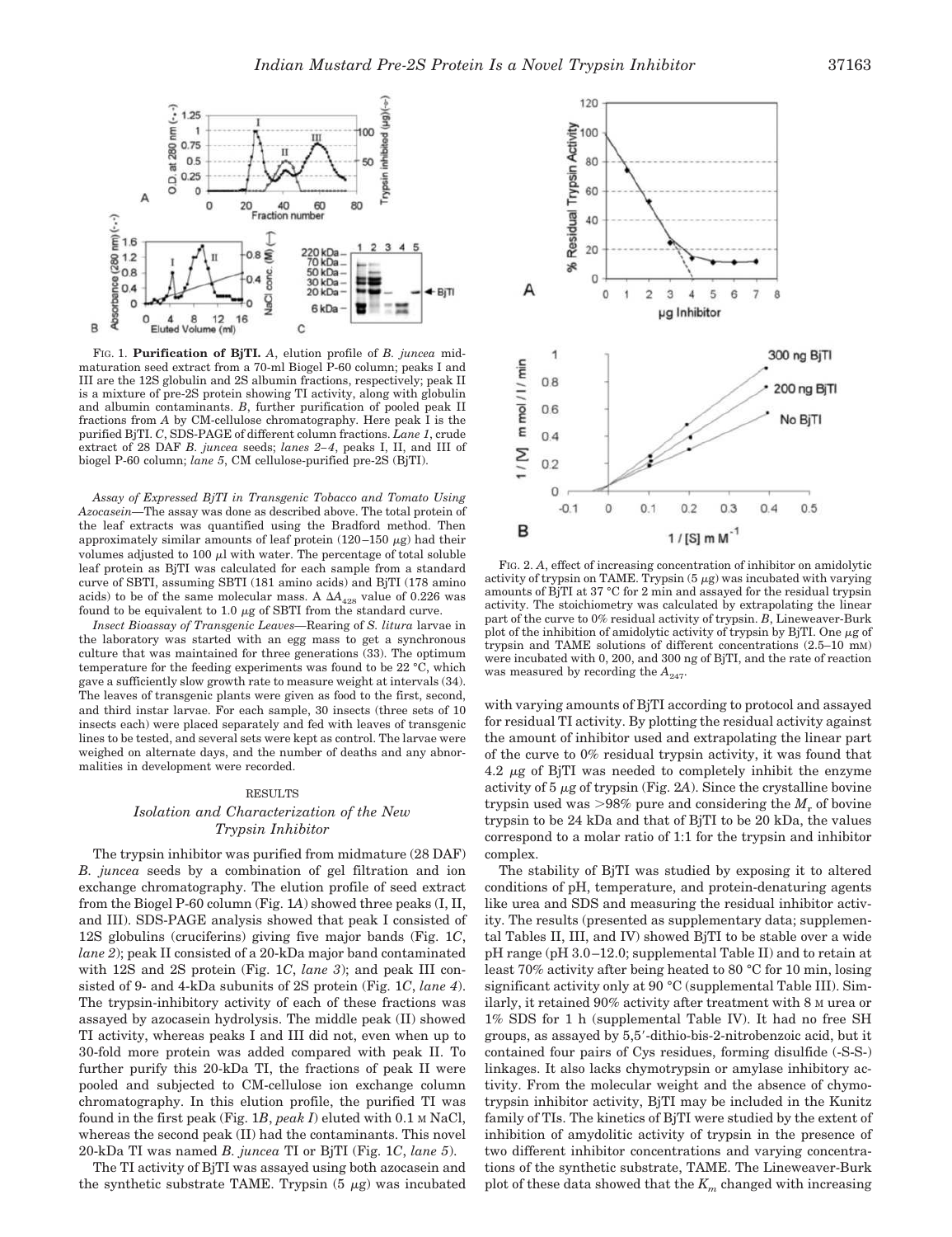FIG. 1. **Purification of BjTI.** *A*, elution profile of *B. juncea* midmaturation seed extract from a 70-ml Biogel P-60 column; peaks I and III are the 12S globulin and 2S albumin fractions, respectively; peak II is a mixture of pre-2S protein showing TI activity, along with globulin and albumin contaminants. *B*, further purification of pooled peak II fractions from *A* by CM-cellulose chromatography. Here peak I is the purified BjTI. *C*, SDS-PAGE of different column fractions. *Lane 1*, crude extract of 28 DAF *B. juncea* seeds; *lanes 2–4*, peaks I, II, and III of biogel P-60 column; *lane 5*, CM cellulose-purified pre-2S (BjTI).

*Assay of Expressed BjTI in Transgenic Tobacco and Tomato Using Azocasein*—The assay was done as described above. The total protein of the leaf extracts was quantified using the Bradford method. Then approximately similar amounts of leaf protein (120–150 μg) had their volumes adjusted to 100 μl with water. The percentage of total soluble leaf protein as BjTI was calculated for each sample from a standard curve of SBTI, assuming SBTI (181 amino acids) and BjTI (178 amino acids) to be of the same molecular mass. A $\Delta A_{428}$ value of 0.226 was found to be equivalent to 1.0 μg of SBTI from the standard curve.

*Insect Bioassay of Transgenic Leaves*—Rearing of *S. litura* larvae in the laboratory was started with an egg mass to get a synchronous culture that was maintained for three generations (33). The optimum temperature for the feeding experiments was found to be 22 °C, which gave a sufficiently slow growth rate to measure weight at intervals (34). The leaves of transgenic plants were given as food to the first, second, and third instar larvae. For each sample, 30 insects (three sets of 10 insects each) were placed separately and fed with leaves of transgenic lines to be tested, and several sets were kept as control. The larvae were weighed on alternate days, and the number of deaths and any abnormalities in development were recorded.

## RESULTS

### *Isolation and Characterization of the New Trypsin Inhibitor*

The trypsin inhibitor was purified from midmature (28 DAF) *B. juncea* seeds by a combination of gel filtration and ion exchange chromatography. The elution profile of seed extract from the Biogel P-60 column (Fig. 1*A*) showed three peaks (I, II, and III). SDS-PAGE analysis showed that peak I consisted of 12S globulins (cruciferins) giving five major bands (Fig. 1*C*, *lane 2*); peak II consisted of a 20-kDa major band contaminated with 12S and 2S protein (Fig. 1*C*, *lane 3*); and peak III consisted of 9- and 4-kDa subunits of 2S protein (Fig. 1*C*, *lane 4*). The trypsin-inhibitory activity of each of these fractions was assayed by azocasein hydrolysis. The middle peak (II) showed TI activity, whereas peaks I and III did not, even when up to 30-fold more protein was added compared with peak II. To further purify this 20-kDa TI, the fractions of peak II were pooled and subjected to CM-cellulose ion exchange column chromatography. In this elution profile, the purified TI was found in the first peak (Fig. 1*B*, *peak I*) eluted with 0.1 M NaCl, whereas the second peak (II) had the contaminants. This novel 20-kDa TI was named *B. juncea* TI or BjTI (Fig. 1*C*, *lane 5*).

The TI activity of BjTI was assayed using both azocasein and the synthetic substrate TAME. Trypsin (5 μg) was incubated with varying amounts of BjTI according to protocol and assayed for residual TI activity. By plotting the residual activity against the amount of inhibitor used and extrapolating the linear part of the curve to 0% residual trypsin activity, it was found that 4.2 μg of BjTI was needed to completely inhibit the enzyme activity of 5 μg of trypsin (Fig. 2*A*). Since the crystalline bovine trypsin used was >98% pure and considering the $M_r$ of bovine trypsin to be 24 kDa and that of BjTI to be 20 kDa, the values correspond to a molar ratio of 1:1 for the trypsin and inhibitor complex.

FIG. 2. *A*, effect of increasing concentration of inhibitor on amidolytic activity of trypsin on TAME. Trypsin (5 μg) was incubated with varying amounts of BjTI at 37 °C for 2 min and assayed for the residual trypsin activity. The stoichiometry was calculated by extrapolating the linear part of the curve to 0% residual activity of trypsin. *B*, Lineweaver-Burk plot of the inhibition of amidolytic activity of trypsin by BjTI. One μg of trypsin and TAME solutions of different concentrations (2.5–10 mM) were incubated with 0, 200, and 300 ng of BjTI, and the rate of reaction was measured by recording the $A_{247}$.

The stability of BjTI was studied by exposing it to altered conditions of pH, temperature, and protein-denaturing agents like urea and SDS and measuring the residual inhibitor activity. The results (presented as supplementary data; supplemental Tables II, III, and IV) showed BjTI to be stable over a wide pH range (pH 3.0–12.0; supplemental Table II) and to retain at least 70% activity after being heated to 80 °C for 10 min, losing significant activity only at 90 °C (supplemental Table III). Similarly, it retained 90% activity after treatment with 8 M urea or 1% SDS for 1 h (supplemental Table IV). It had no free SH groups, as assayed by 5,5′-dithio-bis-2-nitrobenzoic acid, but it contained four pairs of Cys residues, forming disulfide (-S-S-) linkages. It also lacks chymotrypsin or amylase inhibitory activity. From the molecular weight and the absence of chymotrypsin inhibitor activity, BjTI may be included in the Kunitz family of TIs. The kinetics of BjTI were studied by the extent of inhibition of amydolitic activity of trypsin in the presence of two different inhibitor concentrations and varying concentrations of the synthetic substrate, TAME. The Lineweaver-Burk plot of these data showed that the $K_m$ changed with increasing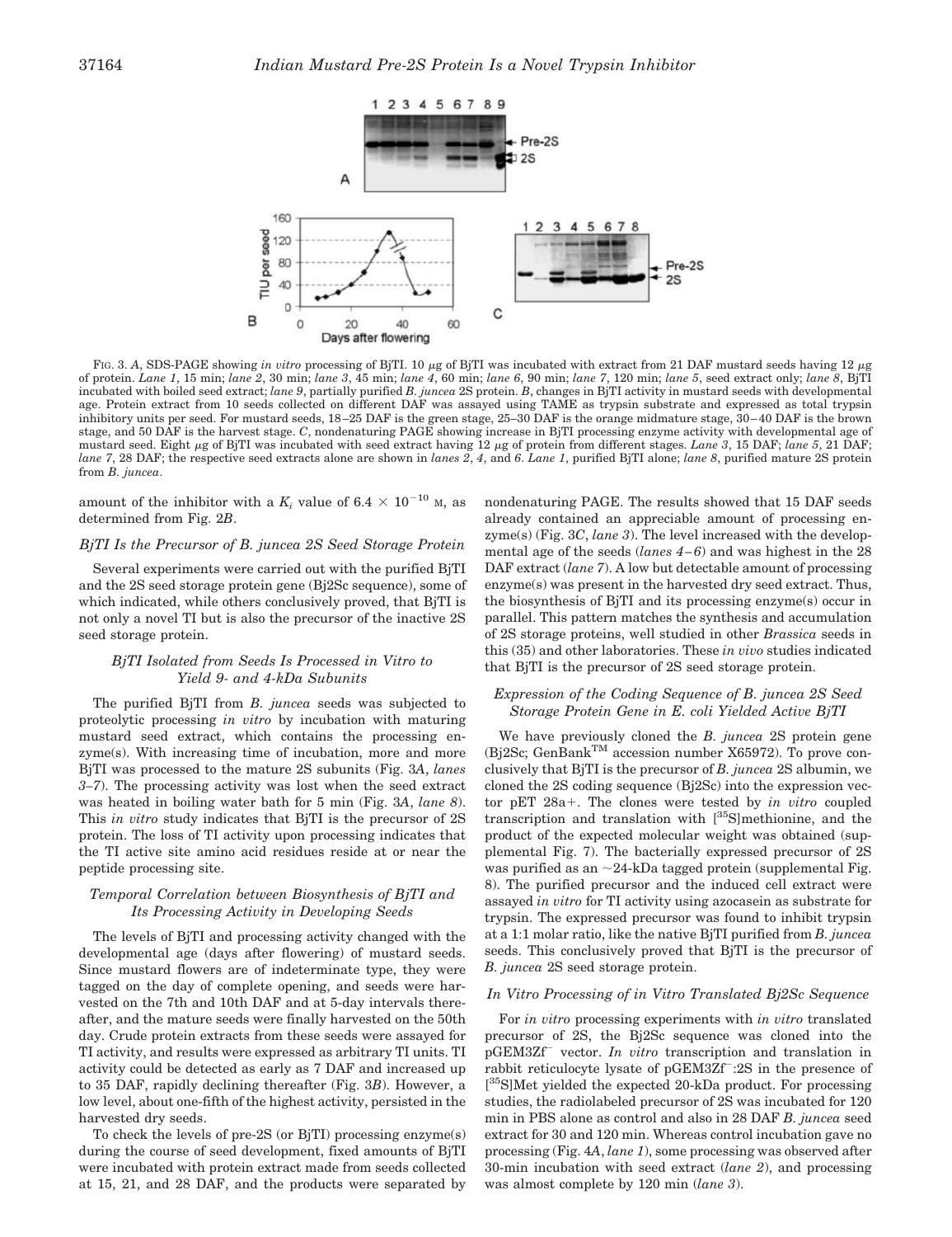FIG. 3. *A*, SDS-PAGE showing *in vitro* processing of BjTI. 10 μg of BjTI was incubated with extract from 21 DAF mustard seeds having 12 μg of protein. *Lane 1*, 15 min; *lane 2*, 30 min; *lane 3*, 45 min; *lane 4*, 60 min; *lane 6*, 90 min; *lane 7*, 120 min; *lane 5*, seed extract only; *lane 8*, BjTI incubated with boiled seed extract; *lane 9*, partially purified *B. juncea* 2S protein. *B*, changes in BjTI activity in mustard seeds with developmental age. Protein extract from 10 seeds collected on different DAF was assayed using TAME as trypsin substrate and expressed as total trypsin inhibitory units per seed. For mustard seeds, 18–25 DAF is the green stage, 25–30 DAF is the orange midmature stage, 30–40 DAF is the brown stage, and 50 DAF is the harvest stage. *C*, nondenaturing PAGE showing increase in BjTI processing enzyme activity with developmental age of mustard seed. Eight μg of BjTI was incubated with seed extract having 12 μg of protein from different stages. *Lane 3*, 15 DAF; *lane 5*, 21 DAF; *lane 7*, 28 DAF; the respective seed extracts alone are shown in *lanes 2*, *4*, and *6*. *Lane 1*, purified BjTI alone; *lane 8*, purified mature 2S protein from *B. juncea*.

amount of the inhibitor with a $K_i$ value of $6.4 \times 10^{-10}$ M, as determined from Fig. 2*B*.

### *BjTI Is the Precursor of B. juncea 2S Seed Storage Protein*

Several experiments were carried out with the purified BjTI and the 2S seed storage protein gene (Bj2Sc sequence), some of which indicated, while others conclusively proved, that BjTI is not only a novel TI but is also the precursor of the inactive 2S seed storage protein.

### *BjTI Isolated from Seeds Is Processed in Vitro to Yield 9- and 4-kDa Subunits*

The purified BjTI from *B. juncea* seeds was subjected to proteolytic processing *in vitro* by incubation with maturing mustard seed extract, which contains the processing enzyme(s). With increasing time of incubation, more and more BjTI was processed to the mature 2S subunits (Fig. 3*A*, *lanes 3–7*). The processing activity was lost when the seed extract was heated in boiling water bath for 5 min (Fig. 3*A*, *lane 8*). This *in vitro* study indicates that BjTI is the precursor of 2S protein. The loss of TI activity upon processing indicates that the TI active site amino acid residues reside at or near the peptide processing site.

### *Temporal Correlation between Biosynthesis of BjTI and Its Processing Activity in Developing Seeds*

The levels of BjTI and processing activity changed with the developmental age (days after flowering) of mustard seeds. Since mustard flowers are of indeterminate type, they were tagged on the day of complete opening, and seeds were harvested on the 7th and 10th DAF and at 5-day intervals thereafter, and the mature seeds were finally harvested on the 50th day. Crude protein extracts from these seeds were assayed for TI activity, and results were expressed as arbitrary TI units. TI activity could be detected as early as 7 DAF and increased up to 35 DAF, rapidly declining thereafter (Fig. 3*B*). However, a low level, about one-fifth of the highest activity, persisted in the harvested dry seeds.

To check the levels of pre-2S (or BjTI) processing enzyme(s) during the course of seed development, fixed amounts of BjTI were incubated with protein extract made from seeds collected at 15, 21, and 28 DAF, and the products were separated by nondenaturing PAGE. The results showed that 15 DAF seeds already contained an appreciable amount of processing enzyme(s) (Fig. 3*C*, *lane 3*). The level increased with the developmental age of the seeds (*lanes 4–6*) and was highest in the 28 DAF extract (*lane 7*). A low but detectable amount of processing enzyme(s) was present in the harvested dry seed extract. Thus, the biosynthesis of BjTI and its processing enzyme(s) occur in parallel. This pattern matches the synthesis and accumulation of 2S storage proteins, well studied in other *Brassica* seeds in this (35) and other laboratories. These *in vivo* studies indicated that BjTI is the precursor of 2S seed storage protein.

### *Expression of the Coding Sequence of B. juncea 2S Seed Storage Protein Gene in E. coli Yielded Active BjTI*

We have previously cloned the *B. juncea* 2S protein gene (Bj2Sc; GenBank™ accession number X65972). To prove conclusively that BjTI is the precursor of *B. juncea* 2S albumin, we cloned the 2S coding sequence (Bj2Sc) into the expression vector pET 28a+. The clones were tested by *in vitro* coupled transcription and translation with [$^{35}$S]methionine, and the product of the expected molecular weight was obtained (supplemental Fig. 7). The bacterially expressed precursor of 2S was purified as an ~24-kDa tagged protein (supplemental Fig. 8). The purified precursor and the induced cell extract were assayed *in vitro* for TI activity using azocasein as substrate for trypsin. The expressed precursor was found to inhibit trypsin at a 1:1 molar ratio, like the native BjTI purified from *B. juncea* seeds. This conclusively proved that BjTI is the precursor of *B. juncea* 2S seed storage protein.

### *In Vitro Processing of in Vitro Translated Bj2Sc Sequence*

For *in vitro* processing experiments with *in vitro* translated precursor of 2S, the Bj2Sc sequence was cloned into the pGEM3Zf$^-$ vector. *In vitro* transcription and translation in rabbit reticulocyte lysate of pGEM3Zf$^-$:2S in the presence of [$^{35}$S]Met yielded the expected 20-kDa product. For processing studies, the radiolabeled precursor of 2S was incubated for 120 min in PBS alone as control and also in 28 DAF *B. juncea* seed extract for 30 and 120 min. Whereas control incubation gave no processing (Fig. 4*A*, *lane 1*), some processing was observed after 30-min incubation with seed extract (*lane 2*), and processing was almost complete by 120 min (*lane 3*).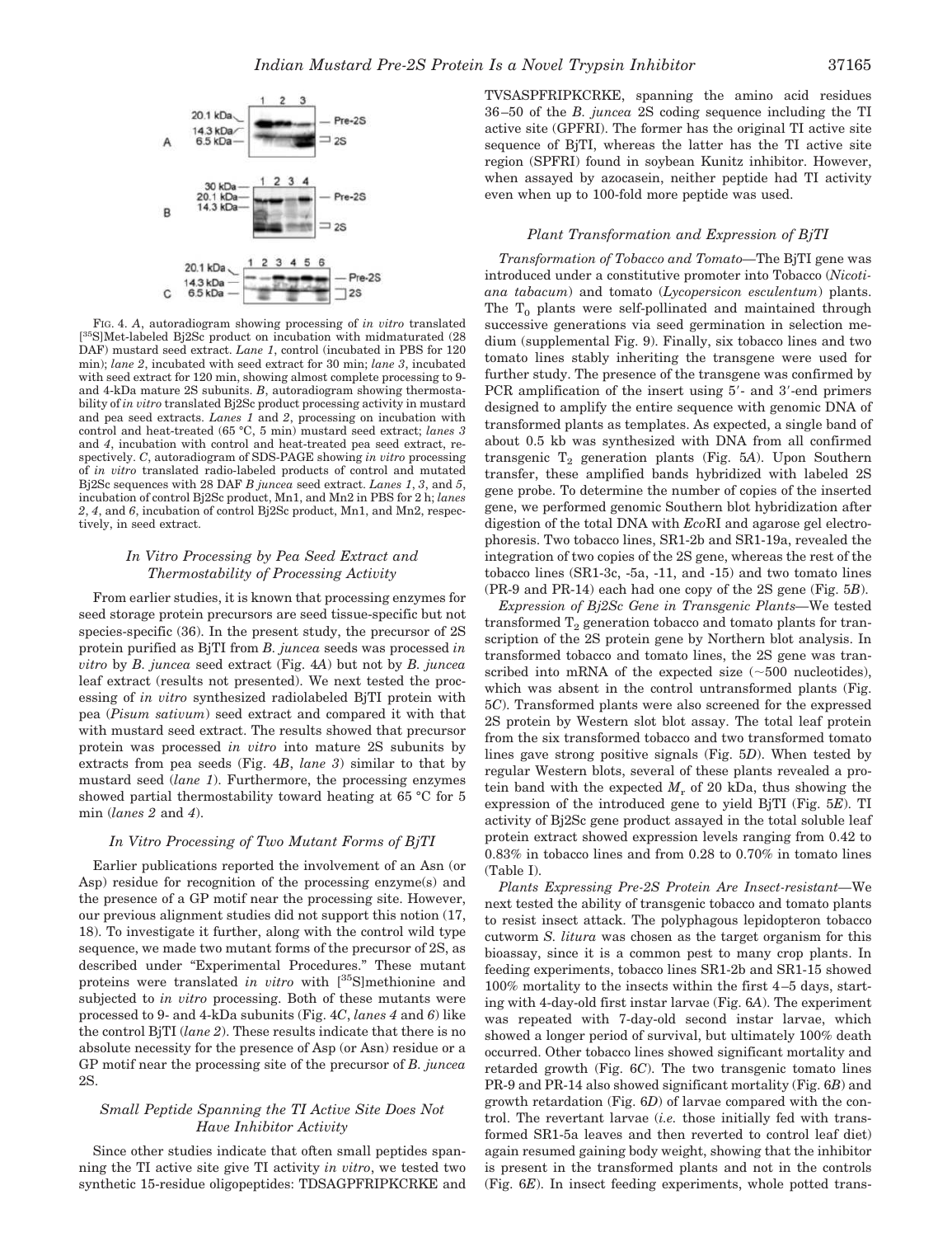FIG. 4. *A*, autoradiogram showing processing of *in vitro* translated [35S]Met-labeled Bj2Sc product on incubation with midmaturated (28 DAF) mustard seed extract. *Lane 1*, control (incubated in PBS for 120 min); *lane 2*, incubated with seed extract for 30 min; *lane 3*, incubated with seed extract for 120 min, showing almost complete processing to 9- and 4-kDa mature 2S subunits. *B*, autoradiogram showing thermostability of *in vitro* translated Bj2Sc product processing activity in mustard and pea seed extracts. *Lanes 1* and *2*, processing on incubation with control and heat-treated (65 °C, 5 min) mustard seed extract; *lanes 3* and *4*, incubation with control and heat-treated pea seed extract, respectively. *C*, autoradiogram of SDS-PAGE showing *in vitro* processing of *in vitro* translated radio-labeled products of control and mutated Bj2Sc sequences with 28 DAF *B juncea* seed extract. *Lanes 1*, *3*, and *5*, incubation of control Bj2Sc product, Mn1, and Mn2 in PBS for 2 h; *lanes 2*, *4*, and *6*, incubation of control Bj2Sc product, Mn1, and Mn2, respectively, in seed extract.

### *In Vitro* Processing by Pea Seed Extract and Thermostability of Processing Activity

From earlier studies, it is known that processing enzymes for seed storage protein precursors are seed tissue-specific but not species-specific (36). In the present study, the precursor of 2S protein purified as BjTI from *B. juncea* seeds was processed *in vitro* by *B. juncea* seed extract (Fig. 4*A*) but not by *B. juncea* leaf extract (results not presented). We next tested the processing of *in vitro* synthesized radiolabeled BjTI protein with pea (*Pisum sativum*) seed extract and compared it with that with mustard seed extract. The results showed that precursor protein was processed *in vitro* into mature 2S subunits by extracts from pea seeds (Fig. 4*B*, *lane 3*) similar to that by mustard seed (*lane 1*). Furthermore, the processing enzymes showed partial thermostability toward heating at 65 °C for 5 min (*lanes 2* and *4*).

### *In Vitro* Processing of Two Mutant Forms of BjTI

Earlier publications reported the involvement of an Asn (or Asp) residue for recognition of the processing enzyme(s) and the presence of a GP motif near the processing site. However, our previous alignment studies did not support this notion (17, 18). To investigate it further, along with the control wild type sequence, we made two mutant forms of the precursor of 2S, as described under "Experimental Procedures." These mutant proteins were translated *in vitro* with [35S]methionine and subjected to *in vitro* processing. Both of these mutants were processed to 9- and 4-kDa subunits (Fig. 4*C*, *lanes 4* and *6*) like the control BjTI (*lane 2*). These results indicate that there is no absolute necessity for the presence of Asp (or Asn) residue or a GP motif near the processing site of the precursor of *B. juncea* 2S.

### Small Peptide Spanning the TI Active Site Does Not Have Inhibitor Activity

Since other studies indicate that often small peptides spanning the TI active site give TI activity *in vitro*, we tested two synthetic 15-residue oligopeptides: TDSAGPFRIPKCRKE and TVSASPFRIPKCRKE, spanning the amino acid residues 36–50 of the *B. juncea* 2S coding sequence including the TI active site (GPFRI). The former has the original TI active site sequence of BjTI, whereas the latter has the TI active site region (SPFRI) found in soybean Kunitz inhibitor. However, when assayed by azocasein, neither peptide had TI activity even when up to 100-fold more peptide was used.

### Plant Transformation and Expression of BjTI

*Transformation of Tobacco and Tomato*—The BjTI gene was introduced under a constitutive promoter into Tobacco (*Nicotiana tabacum*) and tomato (*Lycopersicon esculentum*) plants. The $T_0$ plants were self-pollinated and maintained through successive generations via seed germination in selection medium (supplemental Fig. 9). Finally, six tobacco lines and two tomato lines stably inheriting the transgene were used for further study. The presence of the transgene was confirmed by PCR amplification of the insert using 5′- and 3′-end primers designed to amplify the entire sequence with genomic DNA of transformed plants as templates. As expected, a single band of about 0.5 kb was synthesized with DNA from all confirmed transgenic $T_2$ generation plants (Fig. 5*A*). Upon Southern transfer, these amplified bands hybridized with labeled 2S gene probe. To determine the number of copies of the inserted gene, we performed genomic Southern blot hybridization after digestion of the total DNA with *Eco*RI and agarose gel electrophoresis. Two tobacco lines, SR1-2b and SR1-19a, revealed the integration of two copies of the 2S gene, whereas the rest of the tobacco lines (SR1-3c, -5a, -11, and -15) and two tomato lines (PR-9 and PR-14) each had one copy of the 2S gene (Fig. 5*B*).

*Expression of Bj2Sc Gene in Transgenic Plants*—We tested transformed $T_2$ generation tobacco and tomato plants for transcription of the 2S protein gene by Northern blot analysis. In transformed tobacco and tomato lines, the 2S gene was transcribed into mRNA of the expected size (~500 nucleotides), which was absent in the control untransformed plants (Fig. 5*C*). Transformed plants were also screened for the expressed 2S protein by Western slot blot assay. The total leaf protein from the six transformed tobacco and two transformed tomato lines gave strong positive signals (Fig. 5*D*). When tested by regular Western blots, several of these plants revealed a protein band with the expected $M_r$ of 20 kDa, thus showing the expression of the introduced gene to yield BjTI (Fig. 5*E*). TI activity of Bj2Sc gene product assayed in the total soluble leaf protein extract showed expression levels ranging from 0.42 to 0.83% in tobacco lines and from 0.28 to 0.70% in tomato lines (Table I).

*Plants Expressing Pre-2S Protein Are Insect-resistant*—We next tested the ability of transgenic tobacco and tomato plants to resist insect attack. The polyphagous lepidopteron tobacco cutworm *S. litura* was chosen as the target organism for this bioassay, since it is a common pest to many crop plants. In feeding experiments, tobacco lines SR1-2b and SR1-15 showed 100% mortality to the insects within the first 4–5 days, starting with 4-day-old first instar larvae (Fig. 6*A*). The experiment was repeated with 7-day-old second instar larvae, which showed a longer period of survival, but ultimately 100% death occurred. Other tobacco lines showed significant mortality and retarded growth (Fig. 6*C*). The two transgenic tomato lines PR-9 and PR-14 also showed significant mortality (Fig. 6*B*) and growth retardation (Fig. 6*D*) of larvae compared with the control. The revertant larvae (*i.e.* those initially fed with transformed SR1-5a leaves and then reverted to control leaf diet) again resumed gaining body weight, showing that the inhibitor is present in the transformed plants and not in the controls (Fig. 6*E*). In insect feeding experiments, whole potted trans-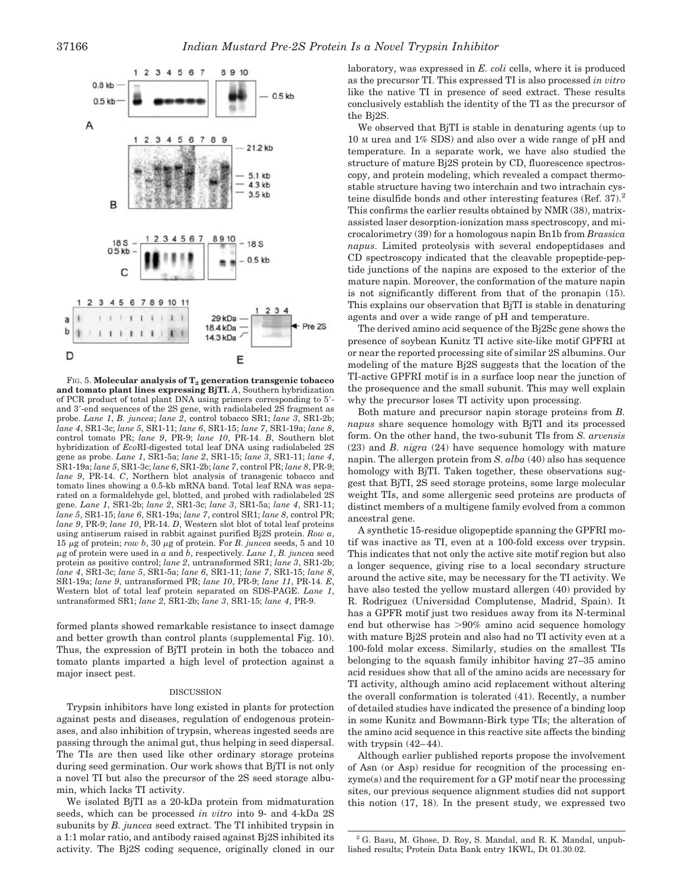FIG. 5. **Molecular analysis of $T_2$ generation transgenic tobacco and tomato plant lines expressing BjTI.** *A*, Southern hybridization of PCR product of total plant DNA using primers corresponding to 5′- and 3′-end sequences of the 2S gene, with radiolabeled 2S fragment as probe. *Lane 1*, *B. juncea*; *lane 2*, control tobacco SR1; *lane 3*, SR1-2b; *lane 4*, SR1-3c; *lane 5*, SR1-11; *lane 6*, SR1-15; *lane 7*, SR1-19a; *lane 8*, control tomato PR; *lane 9*, PR-9; *lane 10*, PR-14. *B*, Southern blot hybridization of *Eco*RI-digested total leaf DNA using radiolabeled 2S gene as probe. *Lane 1*, SR1-5a; *lane 2*, SR1-15; *lane 3*, SR1-11; *lane 4*, SR1-19a; *lane 5*, SR1-3c; *lane 6*, SR1-2b; *lane 7*, control PR; *lane 8*, PR-9; *lane 9*, PR-14. *C*, Northern blot analysis of transgenic tobacco and tomato lines showing a 0.5-kb mRNA band. Total leaf RNA was separated on a formaldehyde gel, blotted, and probed with radiolabeled 2S gene. *Lane 1*, SR1-2b; *lane 2*, SR1-3c; *lane 3*, SR1-5a; *lane 4*, SR1-11; *lane 5*, SR1-15; *lane 6*, SR1-19a; *lane 7*, control SR1; *lane 8*, control PR; *lane 9*, PR-9; *lane 10*, PR-14. *D*, Western slot blot of total leaf proteins using antiserum raised in rabbit against purified Bj2S protein. *Row a*, 15 μg of protein; *row b*, 30 μg of protein. For *B. juncea* seeds, 5 and 10 μg of protein were used in *a* and *b*, respectively. *Lane 1*, *B. juncea* seed protein as positive control; *lane 2*, untransformed SR1; *lane 3*, SR1-2b; *lane 4*, SR1-3c; *lane 5*, SR1-5a; *lane 6*, SR1-11; *lane 7*, SR1-15; *lane 8*, SR1-19a; *lane 9*, untransformed PR; *lane 10*, PR-9; *lane 11*, PR-14. *E*, Western blot of total leaf protein separated on SDS-PAGE. *Lane 1*, untransformed SR1; *lane 2*, SR1-2b; *lane 3*, SR1-15; *lane 4*, PR-9.

formed plants showed remarkable resistance to insect damage and better growth than control plants (supplemental Fig. 10). Thus, the expression of BjTI protein in both the tobacco and tomato plants imparted a high level of protection against a major insect pest.

## DISCUSSION

Trypsin inhibitors have long existed in plants for protection against pests and diseases, regulation of endogenous proteinases, and also inhibition of trypsin, whereas ingested seeds are passing through the animal gut, thus helping in seed dispersal. The TIs are then used like other ordinary storage proteins during seed germination. Our work shows that BjTI is not only a novel TI but also the precursor of the 2S seed storage albumin, which lacks TI activity.

We isolated BjTI as a 20-kDa protein from midmaturation seeds, which can be processed *in vitro* into 9- and 4-kDa 2S subunits by *B. juncea* seed extract. The TI inhibited trypsin in a 1:1 molar ratio, and antibody raised against Bj2S inhibited its activity. The Bj2S coding sequence, originally cloned in our laboratory, was expressed in *E. coli* cells, where it is produced as the precursor TI. This expressed TI is also processed *in vitro* like the native TI in presence of seed extract. These results conclusively establish the identity of the TI as the precursor of the Bj2S.

We observed that BjTI is stable in denaturing agents (up to 10 M urea and 1% SDS) and also over a wide range of pH and temperature. In a separate work, we have also studied the structure of mature Bj2S protein by CD, fluorescence spectroscopy, and protein modeling, which revealed a compact thermostable structure having two interchain and two intrachain cysteine disulfide bonds and other interesting features (Ref. 37).[2] This confirms the earlier results obtained by NMR (38), matrix-assisted laser desorption-ionization mass spectroscopy, and microcalorimetry (39) for a homologous napin Bn1b from *Brassica napus*. Limited proteolysis with several endopeptidases and CD spectroscopy indicated that the cleavable propeptide-peptide junctions of the napins are exposed to the exterior of the mature napin. Moreover, the conformation of the mature napin is not significantly different from that of the pronapin (15). This explains our observation that BjTI is stable in denaturing agents and over a wide range of pH and temperature.

The derived amino acid sequence of the Bj2Sc gene shows the presence of soybean Kunitz TI active site-like motif GPFRI at or near the reported processing site of similar 2S albumins. Our modeling of the mature Bj2S suggests that the location of the TI-active GPFRI motif is in a surface loop near the junction of the prosequence and the small subunit. This may well explain why the precursor loses TI activity upon processing.

Both mature and precursor napin storage proteins from *B. napus* share sequence homology with BjTI and its processed form. On the other hand, the two-subunit TIs from *S. arvensis* (23) and *B. nigra* (24) have sequence homology with mature napin. The allergen protein from *S. alba* (40) also has sequence homology with BjTI. Taken together, these observations suggest that BjTI, 2S seed storage proteins, some large molecular weight TIs, and some allergenic seed proteins are products of distinct members of a multigene family evolved from a common ancestral gene.

A synthetic 15-residue oligopeptide spanning the GPFRI motif was inactive as TI, even at a 100-fold excess over trypsin. This indicates that not only the active site motif region but also a longer sequence, giving rise to a local secondary structure around the active site, may be necessary for the TI activity. We have also tested the yellow mustard allergen (40) provided by R. Rodriguez (Universidad Complutense, Madrid, Spain). It has a GPFR motif just two residues away from its N-terminal end but otherwise has >90% amino acid sequence homology with mature Bj2S protein and also had no TI activity even at a 100-fold molar excess. Similarly, studies on the smallest TIs belonging to the squash family inhibitor having 27–35 amino acid residues show that all of the amino acids are necessary for TI activity, although amino acid replacement without altering the overall conformation is tolerated (41). Recently, a number of detailed studies have indicated the presence of a binding loop in some Kunitz and Bowmann-Birk type TIs; the alteration of the amino acid sequence in this reactive site affects the binding with trypsin (42–44).

Although earlier published reports propose the involvement of Asn (or Asp) residue for recognition of the processing enzyme(s) and the requirement for a GP motif near the processing sites, our previous sequence alignment studies did not support this notion (17, 18). In the present study, we expressed two

[2] G. Basu, M. Ghose, D. Roy, S. Mandal, and R. K. Mandal, unpublished results; Protein Data Bank entry 1KWL, Dt 01.30.02.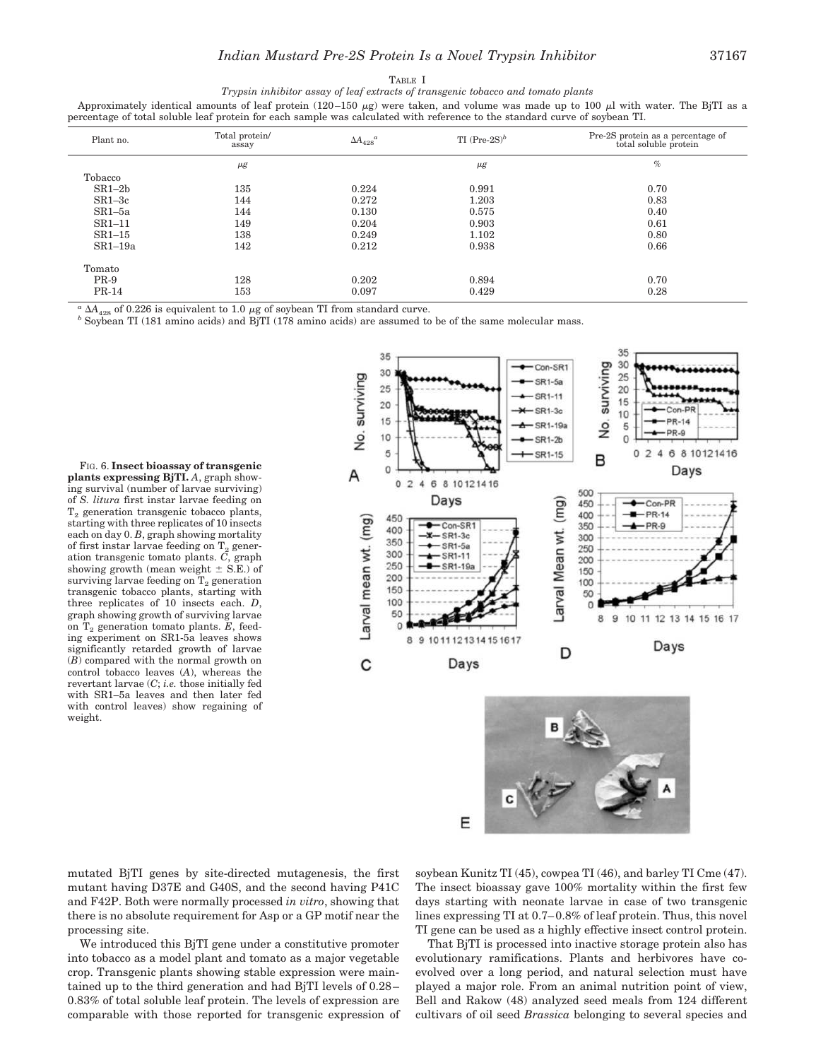TABLE I

*Trypsin inhibitor assay of leaf extracts of transgenic tobacco and tomato plants*

Approximately identical amounts of leaf protein (120–150 μg) were taken, and volume was made up to 100 μl with water. The BjTI as a percentage of total soluble leaf protein for each sample was calculated with reference to the standard curve of soybean TI.

| Plant no. | Total protein/ assay | $\Delta A_{428}$[a] | TI (Pre-2S)[b] | Pre-2S protein as a percentage of total soluble protein |
|---|---|---|---|---|
| | μg | | μg | % |
| Tobacco | | | | |
| SR1–2b | 135 | 0.224 | 0.991 | 0.70 |
| SR1–3c | 144 | 0.272 | 1.203 | 0.83 |
| SR1–5a | 144 | 0.130 | 0.575 | 0.40 |
| SR1–11 | 149 | 0.204 | 0.903 | 0.61 |
| SR1–15 | 138 | 0.249 | 1.102 | 0.80 |
| SR1–19a | 142 | 0.212 | 0.938 | 0.66 |
| Tomato | | | | |
| PR-9 | 128 | 0.202 | 0.894 | 0.70 |
| PR-14 | 153 | 0.097 | 0.429 | 0.28 |

[a] $\Delta A_{428}$ of 0.226 is equivalent to 1.0 μg of soybean TI from standard curve.

[b] Soybean TI (181 amino acids) and BjTI (178 amino acids) are assumed to be of the same molecular mass.

FIG. 6. **Insect bioassay of transgenic plants expressing BjTI.** *A*, graph showing survival (number of larvae surviving) of *S. litura* first instar larvae feeding on $T_2$ generation transgenic tobacco plants, starting with three replicates of 10 insects each on day 0. *B*, graph showing mortality of first instar larvae feeding on $T_2$ generation transgenic tomato plants. *C*, graph showing growth (mean weight ± S.E.) of surviving larvae feeding on $T_2$ generation transgenic tobacco plants, starting with three replicates of 10 insects each. *D*, graph showing growth of surviving larvae on $T_2$ generation tomato plants. *E*, feeding experiment on SR1-5a leaves shows significantly retarded growth of larvae (*B*) compared with the normal growth on control tobacco leaves (*A*), whereas the revertant larvae (*C*; *i.e.* those initially fed with SR1–5a leaves and then later fed with control leaves) show regaining of weight.

mutated BjTI genes by site-directed mutagenesis, the first mutant having D37E and G40S, and the second having P41C and F42P. Both were normally processed *in vitro*, showing that there is no absolute requirement for Asp or a GP motif near the processing site.

We introduced this BjTI gene under a constitutive promoter into tobacco as a model plant and tomato as a major vegetable crop. Transgenic plants showing stable expression were maintained up to the third generation and had BjTI levels of 0.28–0.83% of total soluble leaf protein. The levels of expression are comparable with those reported for transgenic expression of soybean Kunitz TI (45), cowpea TI (46), and barley TI Cme (47). The insect bioassay gave 100% mortality within the first few days starting with neonate larvae in case of two transgenic lines expressing TI at 0.7–0.8% of leaf protein. Thus, this novel TI gene can be used as a highly effective insect control protein.

That BjTI is processed into inactive storage protein also has evolutionary ramifications. Plants and herbivores have co-evolved over a long period, and natural selection must have played a major role. From an animal nutrition point of view, Bell and Rakow (48) analyzed seed meals from 124 different cultivars of oil seed *Brassica* belonging to several species and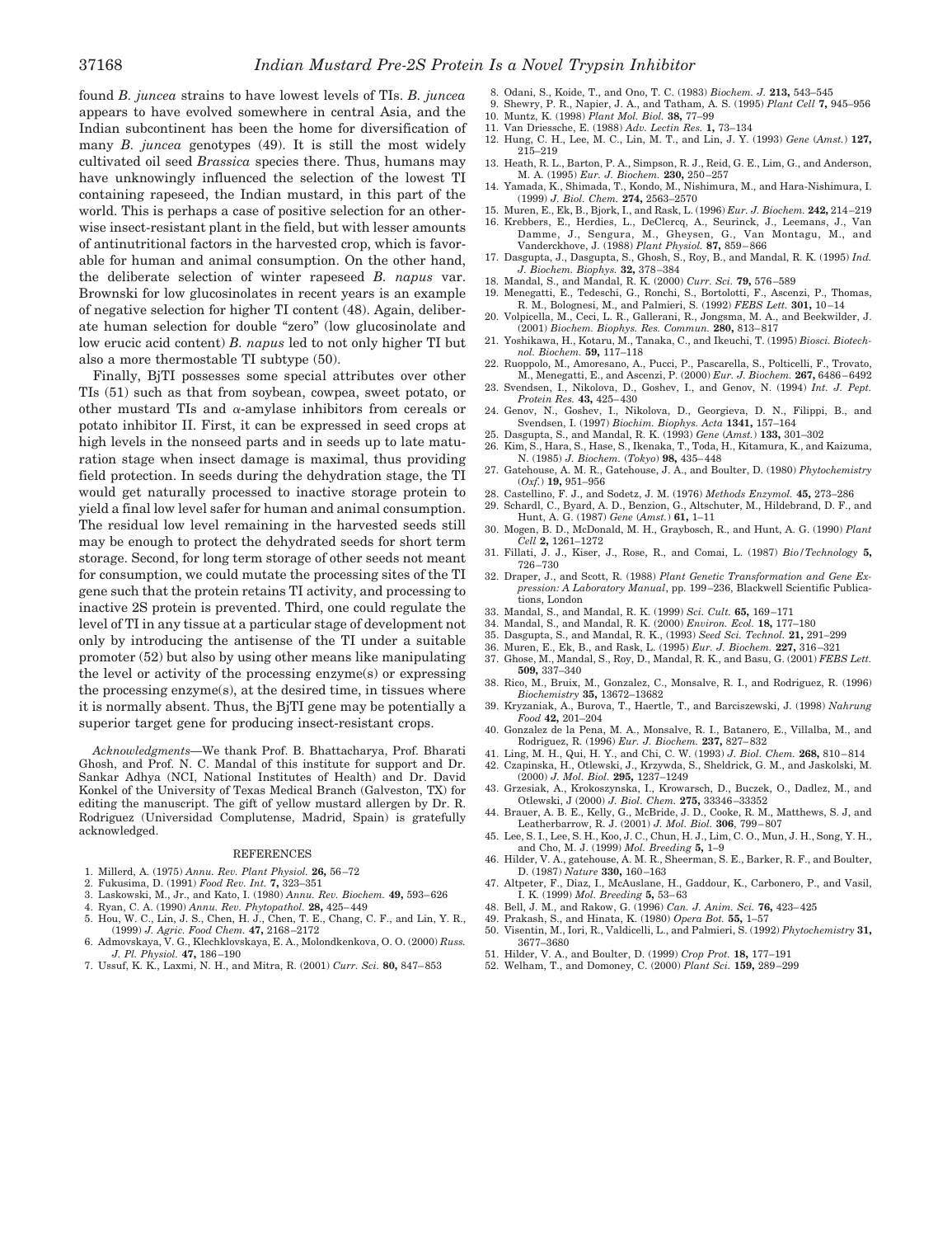found *B. juncea* strains to have lowest levels of TIs. *B. juncea* appears to have evolved somewhere in central Asia, and the Indian subcontinent has been the home for diversification of many *B. juncea* genotypes (49). It is still the most widely cultivated oil seed *Brassica* species there. Thus, humans may have unknowingly influenced the selection of the lowest TI containing rapeseed, the Indian mustard, in this part of the world. This is perhaps a case of positive selection for an otherwise insect-resistant plant in the field, but with lesser amounts of antinutritional factors in the harvested crop, which is favorable for human and animal consumption. On the other hand, the deliberate selection of winter rapeseed *B. napus* var. Brownski for low glucosinolates in recent years is an example of negative selection for higher TI content (48). Again, deliberate human selection for double "zero" (low glucosinolate and low erucic acid content) *B. napus* led to not only higher TI but also a more thermostable TI subtype (50).

Finally, BjTI possesses some special attributes over other TIs (51) such as that from soybean, cowpea, sweet potato, or other mustard TIs and α-amylase inhibitors from cereals or potato inhibitor II. First, it can be expressed in seed crops at high levels in the nonseed parts and in seeds up to late maturation stage when insect damage is maximal, thus providing field protection. In seeds during the dehydration stage, the TI would get naturally processed to inactive storage protein to yield a final low level safer for human and animal consumption. The residual low level remaining in the harvested seeds still may be enough to protect the dehydrated seeds for short term storage. Second, for long term storage of other seeds not meant for consumption, we could mutate the processing sites of the TI gene such that the protein retains TI activity, and processing to inactive 2S protein is prevented. Third, one could regulate the level of TI in any tissue at a particular stage of development not only by introducing the antisense of the TI under a suitable promoter (52) but also by using other means like manipulating the level or activity of the processing enzyme(s) or expressing the processing enzyme(s), at the desired time, in tissues where it is normally absent. Thus, the BjTI gene may be potentially a superior target gene for producing insect-resistant crops.

*Acknowledgments*—We thank Prof. B. Bhattacharya, Prof. Bharati Ghosh, and Prof. N. C. Mandal of this institute for support and Dr. Sankar Adhya (NCI, National Institutes of Health) and Dr. David Konkel of the University of Texas Medical Branch (Galveston, TX) for editing the manuscript. The gift of yellow mustard allergen by Dr. R. Rodriguez (Universidad Complutense, Madrid, Spain) is gratefully acknowledged.

## REFERENCES

1. Millerd, A. (1975) *Annu. Rev. Plant Physiol.* **26,** 56–72
2. Fukusima, D. (1991) *Food Rev. Int.* **7,** 323–351
3. Laskowski, M., Jr., and Kato, I. (1980) *Annu. Rev. Biochem.* **49,** 593–626
4. Ryan, C. A. (1990) *Annu. Rev. Phytopathol.* **28,** 425–449
5. Hou, W. C., Lin, J. S., Chen, H. J., Chen, T. E., Chang, C. F., and Lin, Y. R., (1999) *J. Agric. Food Chem.* **47,** 2168–2172
6. Admovskaya, V. G., Klechklovskaya, E. A., Molondkenkova, O. O. (2000) *Russ. J. Pl. Physiol.* **47,** 186–190
7. Ussuf, K. K., Laxmi, N. H., and Mitra, R. (2001) *Curr. Sci.* **80,** 847–853
8. Odani, S., Koide, T., and Ono, T. C. (1983) *Biochem. J.* **213,** 543–545
9. Shewry, P. R., Napier, J. A., and Tatham, A. S. (1995) *Plant Cell* **7,** 945–956
10. Muntz, K. (1998) *Plant Mol. Biol.* **38,** 77–99
11. Van Driessche, E. (1988) *Adv. Lectin Res.* **1,** 73–134
12. Hung, C. H., Lee, M. C., Lin, M. T., and Lin, J. Y. (1993) *Gene (Amst.)* **127,** 215–219
13. Heath, R. L., Barton, P. A., Simpson, R. J., Reid, G. E., Lim, G., and Anderson, M. A. (1995) *Eur. J. Biochem.* **230,** 250–257
14. Yamada, K., Shimada, T., Kondo, M., Nishimura, M., and Hara-Nishimura, I. (1999) *J. Biol. Chem.* **274,** 2563–2570
15. Muren, E., Ek, B., Bjork, I., and Rask, L. (1996) *Eur. J. Biochem.* **242,** 214–219
16. Krebbers, E., Herdies, L., DeClercq, A., Seurinck, J., Leemans, J., Van Damme, J., Sengura, M., Gheysen, G., Van Montagu, M., and Vanderckhove, J. (1988) *Plant Physiol.* **87,** 859–866
17. Dasgupta, J., Dasgupta, S., Ghosh, S., Roy, B., and Mandal, R. K. (1995) *Ind. J. Biochem. Biophys.* **32,** 378–384
18. Mandal, S., and Mandal, R. K. (2000) *Curr. Sci.* **79,** 576–589
19. Menegatti, E., Tedeschi, G., Ronchi, S., Bortolotti, F., Ascenzi, P., Thomas, R. M., Bolognesi, M., and Palmieri, S. (1992) *FEBS Lett.* **301,** 10–14
20. Volpicella, M., Ceci, L. R., Gallerani, R., Jongsma, M. A., and Beekwilder, J. (2001) *Biochem. Biophys. Res. Commun.* **280,** 813–817
21. Yoshikawa, H., Kotaru, M., Tanaka, C., and Ikeuchi, T. (1995) *Biosci. Biotechnol. Biochem.* **59,** 117–118
22. Ruoppolo, M., Amoresano, A., Pucci, P., Pascarella, S., Polticelli, F., Trovato, M., Menegatti, E., and Ascenzi, P. (2000) *Eur. J. Biochem.* **267,** 6486–6492
23. Svendsen, I., Nikolova, D., Goshev, I., and Genov, N. (1994) *Int. J. Pept. Protein Res.* **43,** 425–430
24. Genov, N., Goshev, I., Nikolova, D., Georgieva, D. N., Filippi, B., and Svendsen, I. (1997) *Biochim. Biophys. Acta* **1341,** 157–164
25. Dasgupta, S., and Mandal, R. K. (1993) *Gene (Amst.)* **133,** 301–302
26. Kim, S., Hara, S., Hase, S., Ikenaka, T., Toda, H., Kitamura, K., and Kaizuma, N. (1985) *J. Biochem. (Tokyo)* **98,** 435–448
27. Gatehouse, A. M. R., Gatehouse, J. A., and Boulter, D. (1980) *Phytochemistry (Oxf.)* **19,** 951–956
28. Castellino, F. J., and Sodetz, J. M. (1976) *Methods Enzymol.* **45,** 273–286
29. Schardl, C., Byard, A. D., Benzion, G., Altschuter, M., Hildebrand, D. F., and Hunt, A. G. (1987) *Gene (Amst.)* **61,** 1–11
30. Mogen, B. D., McDonald, M. H., Graybosch, R., and Hunt, A. G. (1990) *Plant Cell* **2,** 1261–1272
31. Fillati, J. J., Kiser, J., Rose, R., and Comai, L. (1987) *Bio/Technology* **5,** 726–730
32. Draper, J., and Scott, R. (1988) *Plant Genetic Transformation and Gene Expression: A Laboratory Manual*, pp. 199–236, Blackwell Scientific Publications, London
33. Mandal, S., and Mandal, R. K. (1999) *Sci. Cult.* **65,** 169–171
34. Mandal, S., and Mandal, R. K. (2000) *Environ. Ecol.* **18,** 177–180
35. Dasgupta, S., and Mandal, R. K., (1993) *Seed Sci. Technol.* **21,** 291–299
36. Muren, E., Ek, B., and Rask, L. (1995) *Eur. J. Biochem.* **227,** 316–321
37. Ghose, M., Mandal, S., Roy, D., Mandal, R. K., and Basu, G. (2001) *FEBS Lett.* **509,** 337–340
38. Rico, M., Bruix, M., Gonzalez, C., Monsalve, R. I., and Rodriguez, R. (1996) *Biochemistry* **35,** 13672–13682
39. Kryzaniak, A., Burova, T., Haertle, T., and Barciszewski, J. (1998) *Nahrung Food* **42,** 201–204
40. Gonzalez de la Pena, M. A., Monsalve, R. I., Batanero, E., Villalba, M., and Rodriguez, R. (1996) *Eur. J. Biochem.* **237,** 827–832
41. Ling, M. H., Qui, H. Y., and Chi, C. W. (1993) *J. Biol. Chem.* **268,** 810–814
42. Czapinska, H., Otlewski, J., Krzywda, S., Sheldrick, G. M., and Jaskolski, M. (2000) *J. Mol. Biol.* **295,** 1237–1249
43. Grzesiak, A., Krokoszynska, I., Krowarsch, D., Buczek, O., Dadlez, M., and Otlewski, J (2000) *J. Biol. Chem.* **275,** 33346–33352
44. Brauer, A. B. E., Kelly, G., McBride, J. D., Cooke, R. M., Matthews, S. J, and Leatherbarrow, R. J. (2001) *J. Mol. Biol.* **306,** 799–807
45. Lee, S. I., Lee, S. H., Koo, J. C., Chun, H. J., Lim, C. O., Mun, J. H., Song, Y. H., and Cho, M. J. (1999) *Mol. Breeding* **5,** 1–9
46. Hilder, V. A., gatehouse, A. M. R., Sheerman, S. E., Barker, R. F., and Boulter, D. (1987) *Nature* **330,** 160–163
47. Altpeter, F., Diaz, I., McAuslane, H., Gaddour, K., Carbonero, P., and Vasil, I. K. (1999) *Mol. Breeding* **5,** 53–63
48. Bell, J. M., and Rakow, G. (1996) *Can. J. Anim. Sci.* **76,** 423–425
49. Prakash, S., and Hinata, K. (1980) *Opera Bot.* **55,** 1–57
50. Visentin, M., Iori, R., Valdicelli, L., and Palmieri, S. (1992) *Phytochemistry* **31,** 3677–3680
51. Hilder, V. A., and Boulter, D. (1999) *Crop Prot.* **18,** 177–191
52. Welham, T., and Domoney, C. (2000) *Plant Sci.* **159,** 289–299